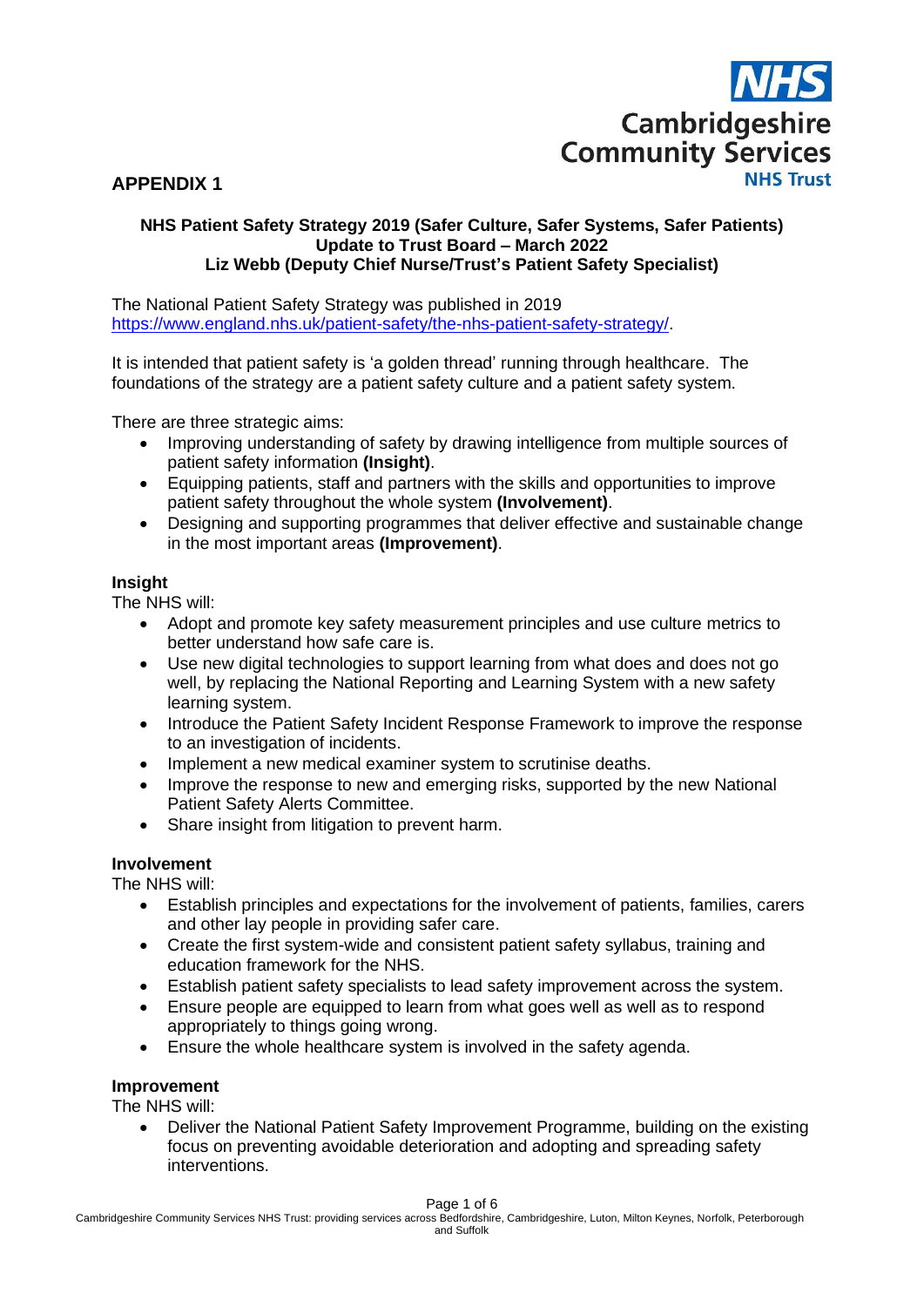**APPENDIX 1**

**NHS Patient Safety Strategy 2019 (Safer Culture, Safer Systems, Safer Patients)**
**Update to Trust Board – March 2022**
**Liz Webb (Deputy Chief Nurse/Trust's Patient Safety Specialist)**

The National Patient Safety Strategy was published in 2019
https://www.england.nhs.uk/patient-safety/the-nhs-patient-safety-strategy/.

It is intended that patient safety is 'a golden thread' running through healthcare. The foundations of the strategy are a patient safety culture and a patient safety system.

There are three strategic aims:

- Improving understanding of safety by drawing intelligence from multiple sources of patient safety information **(Insight)**.
- Equipping patients, staff and partners with the skills and opportunities to improve patient safety throughout the whole system **(Involvement)**.
- Designing and supporting programmes that deliver effective and sustainable change in the most important areas **(Improvement)**.

**Insight**

The NHS will:

- Adopt and promote key safety measurement principles and use culture metrics to better understand how safe care is.
- Use new digital technologies to support learning from what does and does not go well, by replacing the National Reporting and Learning System with a new safety learning system.
- Introduce the Patient Safety Incident Response Framework to improve the response to an investigation of incidents.
- Implement a new medical examiner system to scrutinise deaths.
- Improve the response to new and emerging risks, supported by the new National Patient Safety Alerts Committee.
- Share insight from litigation to prevent harm.

**Involvement**

The NHS will:

- Establish principles and expectations for the involvement of patients, families, carers and other lay people in providing safer care.
- Create the first system-wide and consistent patient safety syllabus, training and education framework for the NHS.
- Establish patient safety specialists to lead safety improvement across the system.
- Ensure people are equipped to learn from what goes well as well as to respond appropriately to things going wrong.
- Ensure the whole healthcare system is involved in the safety agenda.

**Improvement**

The NHS will:

- Deliver the National Patient Safety Improvement Programme, building on the existing focus on preventing avoidable deterioration and adopting and spreading safety interventions.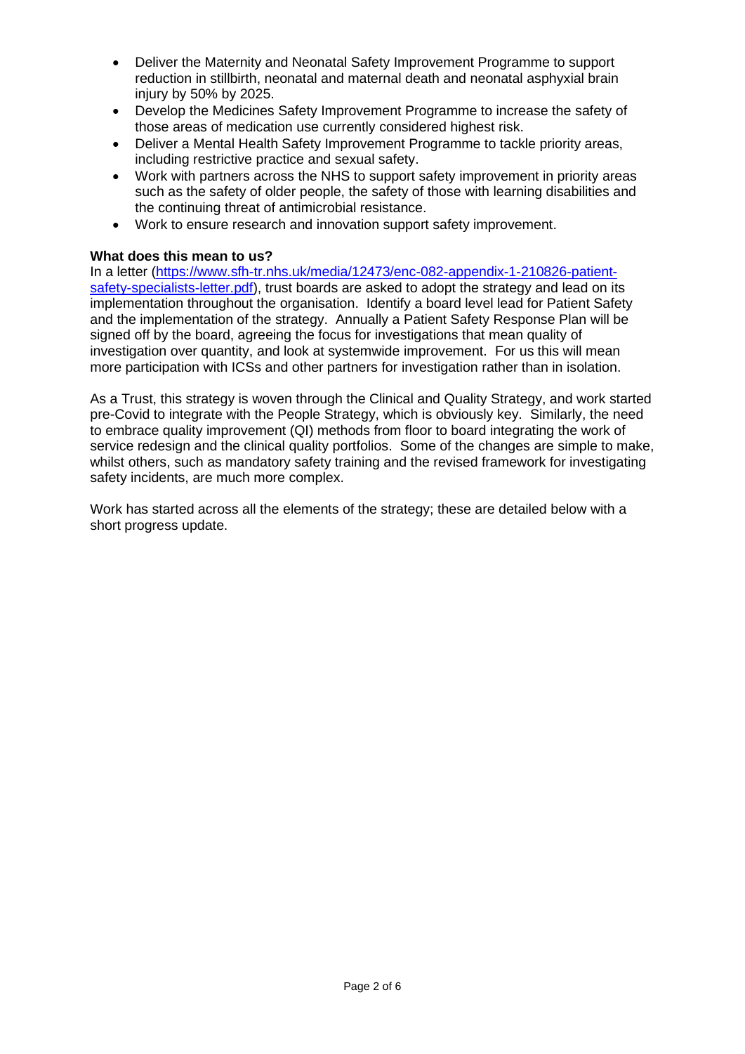- Deliver the Maternity and Neonatal Safety Improvement Programme to support reduction in stillbirth, neonatal and maternal death and neonatal asphyxial brain injury by 50% by 2025.
- Develop the Medicines Safety Improvement Programme to increase the safety of those areas of medication use currently considered highest risk.
- Deliver a Mental Health Safety Improvement Programme to tackle priority areas, including restrictive practice and sexual safety.
- Work with partners across the NHS to support safety improvement in priority areas such as the safety of older people, the safety of those with learning disabilities and the continuing threat of antimicrobial resistance.
- Work to ensure research and innovation support safety improvement.

**What does this mean to us?**

In a letter (https://www.sfh-tr.nhs.uk/media/12473/enc-082-appendix-1-210826-patient-safety-specialists-letter.pdf), trust boards are asked to adopt the strategy and lead on its implementation throughout the organisation. Identify a board level lead for Patient Safety and the implementation of the strategy. Annually a Patient Safety Response Plan will be signed off by the board, agreeing the focus for investigations that mean quality of investigation over quantity, and look at systemwide improvement. For us this will mean more participation with ICSs and other partners for investigation rather than in isolation.

As a Trust, this strategy is woven through the Clinical and Quality Strategy, and work started pre-Covid to integrate with the People Strategy, which is obviously key. Similarly, the need to embrace quality improvement (QI) methods from floor to board integrating the work of service redesign and the clinical quality portfolios. Some of the changes are simple to make, whilst others, such as mandatory safety training and the revised framework for investigating safety incidents, are much more complex.

Work has started across all the elements of the strategy; these are detailed below with a short progress update.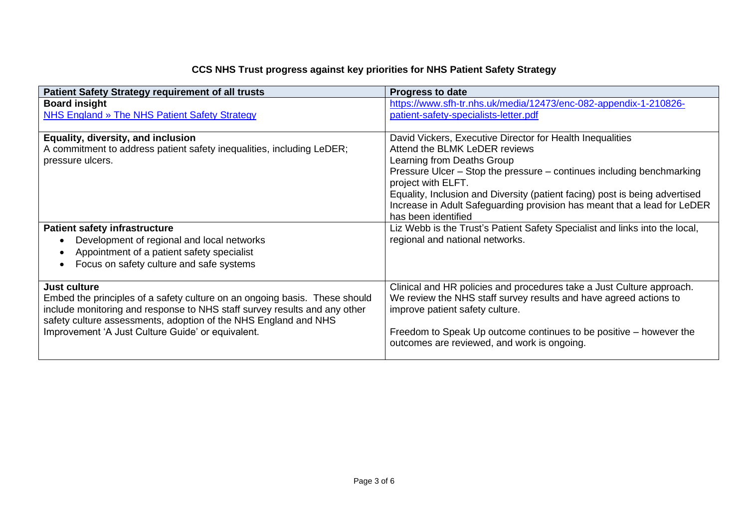**CCS NHS Trust progress against key priorities for NHS Patient Safety Strategy**

| Patient Safety Strategy requirement of all trusts | Progress to date |
|---|---|
| **Board insight**<br>[NHS England » The NHS Patient Safety Strategy](NHS England » The NHS Patient Safety Strategy) | [https://www.sfh-tr.nhs.uk/media/12473/enc-082-appendix-1-210826-patient-safety-specialists-letter.pdf](https://www.sfh-tr.nhs.uk/media/12473/enc-082-appendix-1-210826-patient-safety-specialists-letter.pdf) |
| **Equality, diversity, and inclusion**<br>A commitment to address patient safety inequalities, including LeDER; pressure ulcers. | David Vickers, Executive Director for Health Inequalities<br>Attend the BLMK LeDER reviews<br>Learning from Deaths Group<br>Pressure Ulcer – Stop the pressure – continues including benchmarking project with ELFT.<br>Equality, Inclusion and Diversity (patient facing) post is being advertised<br>Increase in Adult Safeguarding provision has meant that a lead for LeDER has been identified |
| **Patient safety infrastructure**<br>• Development of regional and local networks<br>• Appointment of a patient safety specialist<br>• Focus on safety culture and safe systems | Liz Webb is the Trust's Patient Safety Specialist and links into the local, regional and national networks. |
| **Just culture**<br>Embed the principles of a safety culture on an ongoing basis. These should include monitoring and response to NHS staff survey results and any other safety culture assessments, adoption of the NHS England and NHS Improvement 'A Just Culture Guide' or equivalent. | Clinical and HR policies and procedures take a Just Culture approach. We review the NHS staff survey results and have agreed actions to improve patient safety culture.<br><br>Freedom to Speak Up outcome continues to be positive – however the outcomes are reviewed, and work is ongoing. |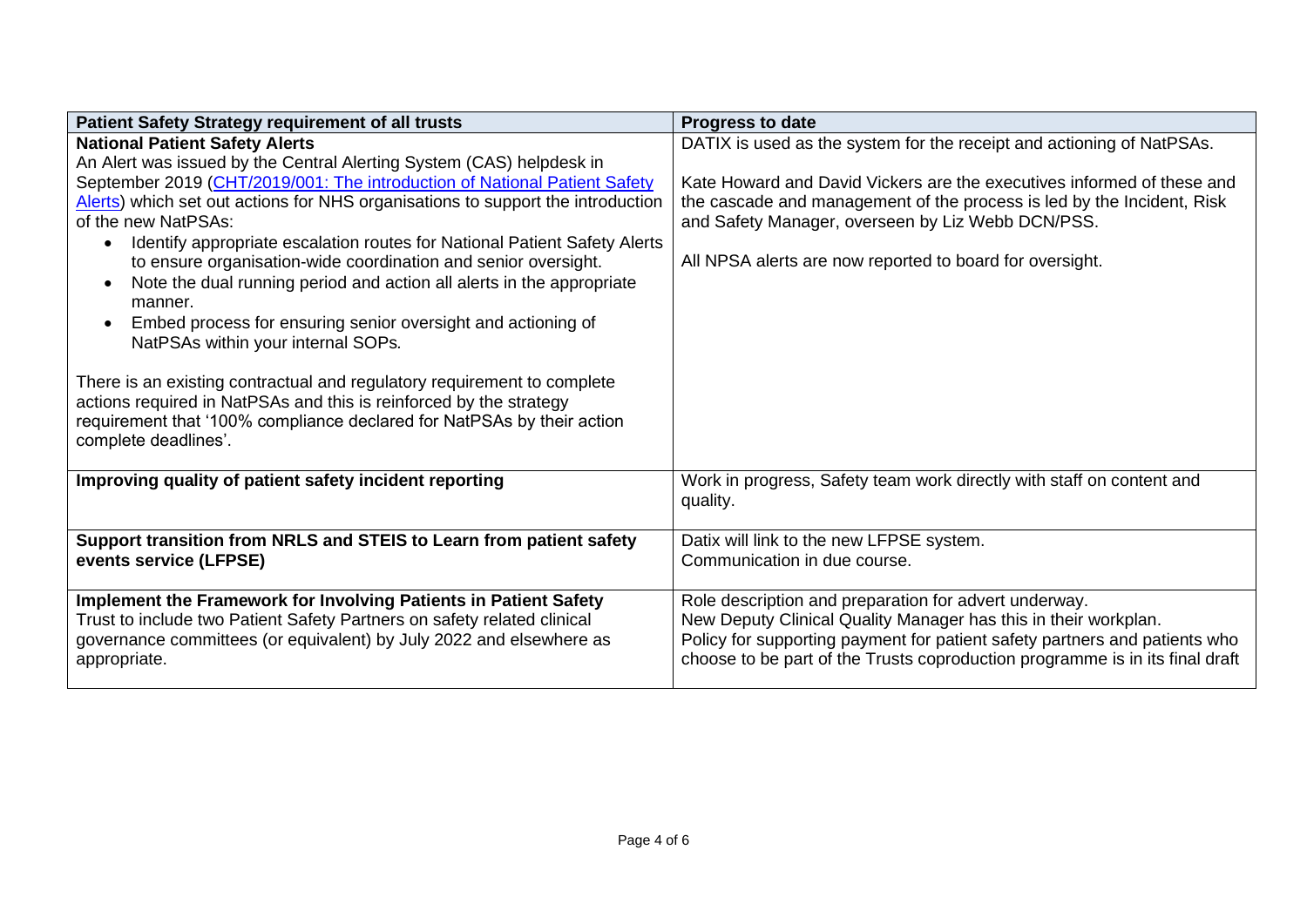| Patient Safety Strategy requirement of all trusts | Progress to date |
| --- | --- |
| **National Patient Safety Alerts**<br>An Alert was issued by the Central Alerting System (CAS) helpdesk in September 2019 ([CHT/2019/001: The introduction of National Patient Safety Alerts]) which set out actions for NHS organisations to support the introduction of the new NatPSAs:<br>• Identify appropriate escalation routes for National Patient Safety Alerts to ensure organisation-wide coordination and senior oversight.<br>• Note the dual running period and action all alerts in the appropriate manner.<br>• Embed process for ensuring senior oversight and actioning of NatPSAs within your internal SOPs.<br><br>There is an existing contractual and regulatory requirement to complete actions required in NatPSAs and this is reinforced by the strategy requirement that '100% compliance declared for NatPSAs by their action complete deadlines'. | DATIX is used as the system for the receipt and actioning of NatPSAs.<br><br>Kate Howard and David Vickers are the executives informed of these and the cascade and management of the process is led by the Incident, Risk and Safety Manager, overseen by Liz Webb DCN/PSS.<br><br>All NPSA alerts are now reported to board for oversight. |
| **Improving quality of patient safety incident reporting** | Work in progress, Safety team work directly with staff on content and quality. |
| **Support transition from NRLS and STEIS to Learn from patient safety events service (LFPSE)** | Datix will link to the new LFPSE system.<br>Communication in due course. |
| **Implement the Framework for Involving Patients in Patient Safety**<br>Trust to include two Patient Safety Partners on safety related clinical governance committees (or equivalent) by July 2022 and elsewhere as appropriate. | Role description and preparation for advert underway.<br>New Deputy Clinical Quality Manager has this in their workplan.<br>Policy for supporting payment for patient safety partners and patients who choose to be part of the Trusts coproduction programme is in its final draft |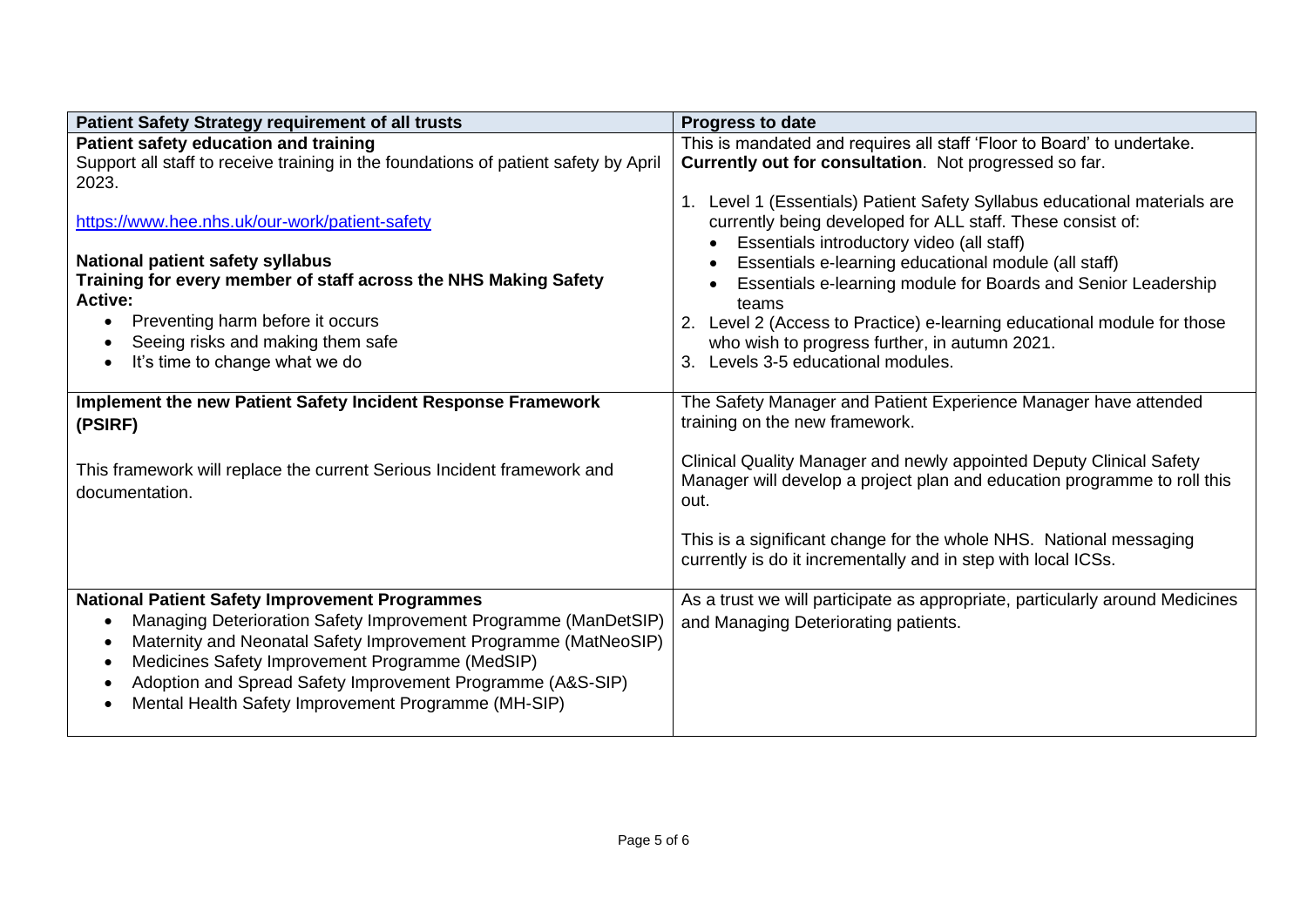| Patient Safety Strategy requirement of all trusts | Progress to date |
|---|---|
| **Patient safety education and training**<br>Support all staff to receive training in the foundations of patient safety by April 2023.<br><br>https://www.hee.nhs.uk/our-work/patient-safety<br><br>**National patient safety syllabus**<br>**Training for every member of staff across the NHS Making Safety Active:**<br>• Preventing harm before it occurs<br>• Seeing risks and making them safe<br>• It's time to change what we do | This is mandated and requires all staff 'Floor to Board' to undertake. **Currently out for consultation**. Not progressed so far.<br><br>1. Level 1 (Essentials) Patient Safety Syllabus educational materials are currently being developed for ALL staff. These consist of:<br>• Essentials introductory video (all staff)<br>• Essentials e-learning educational module (all staff)<br>• Essentials e-learning module for Boards and Senior Leadership teams<br>2. Level 2 (Access to Practice) e-learning educational module for those who wish to progress further, in autumn 2021.<br>3. Levels 3-5 educational modules. |
| **Implement the new Patient Safety Incident Response Framework (PSIRF)**<br><br>This framework will replace the current Serious Incident framework and documentation. | The Safety Manager and Patient Experience Manager have attended training on the new framework.<br><br>Clinical Quality Manager and newly appointed Deputy Clinical Safety Manager will develop a project plan and education programme to roll this out.<br><br>This is a significant change for the whole NHS. National messaging currently is do it incrementally and in step with local ICSs. |
| **National Patient Safety Improvement Programmes**<br>• Managing Deterioration Safety Improvement Programme (ManDetSIP)<br>• Maternity and Neonatal Safety Improvement Programme (MatNeoSIP)<br>• Medicines Safety Improvement Programme (MedSIP)<br>• Adoption and Spread Safety Improvement Programme (A&S-SIP)<br>• Mental Health Safety Improvement Programme (MH-SIP) | As a trust we will participate as appropriate, particularly around Medicines and Managing Deteriorating patients. |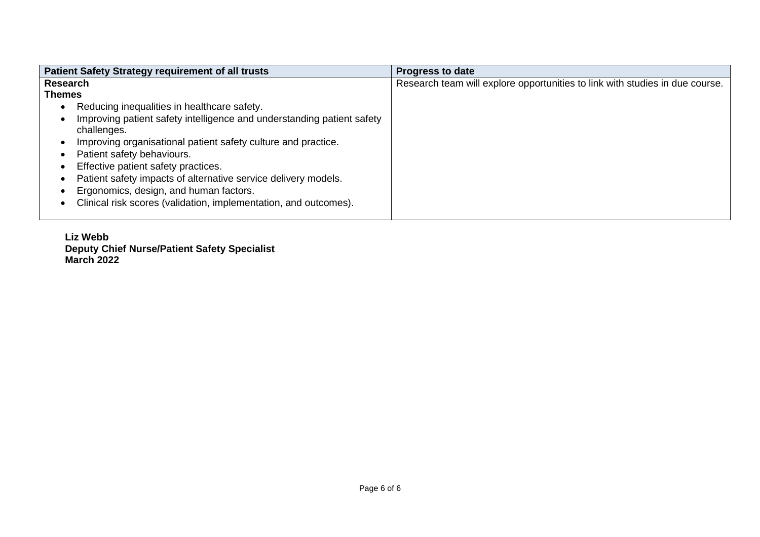| Patient Safety Strategy requirement of all trusts | Progress to date |
|---|---|
| **Research**<br>**Themes**<br>• Reducing inequalities in healthcare safety.<br>• Improving patient safety intelligence and understanding patient safety challenges.<br>• Improving organisational patient safety culture and practice.<br>• Patient safety behaviours.<br>• Effective patient safety practices.<br>• Patient safety impacts of alternative service delivery models.<br>• Ergonomics, design, and human factors.<br>• Clinical risk scores (validation, implementation, and outcomes). | Research team will explore opportunities to link with studies in due course. |

**Liz Webb**
**Deputy Chief Nurse/Patient Safety Specialist**
**March 2022**